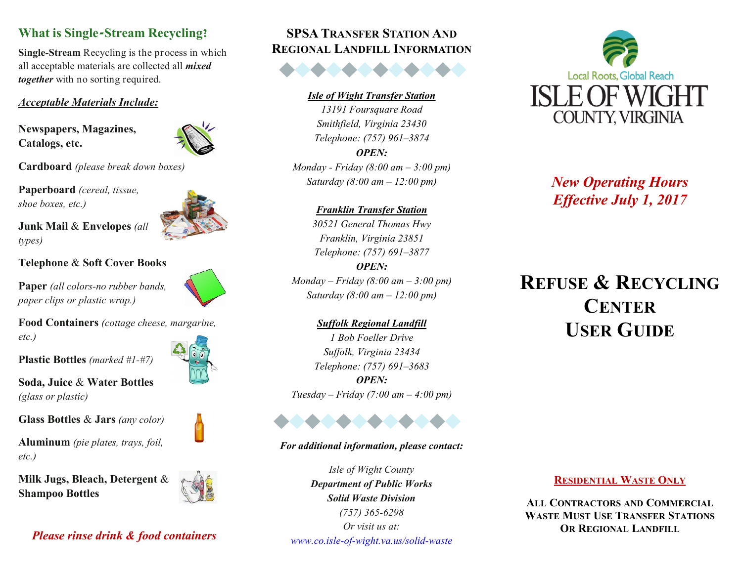## What is Single-Stream Recycling?

**Single-Stream** Recycling is the process in which all acceptable materials are collected all ***mixed together*** with no sorting required.

***Acceptable Materials Include:***

**Newspapers, Magazines, Catalogs, etc.**

**Cardboard** *(please break down boxes)*

**Paperboard** *(cereal, tissue, shoe boxes, etc.)*

**Junk Mail** & **Envelopes** *(all types)*

**Telephone** & **Soft Cover Books**

**Paper** *(all colors-no rubber bands, paper clips or plastic wrap.)*

**Food Containers** *(cottage cheese, margarine, etc.)*

**Plastic Bottles** *(marked #1-#7)*

**Soda, Juice** & **Water Bottles** *(glass or plastic)*

**Glass Bottles** & **Jars** *(any color)*

**Aluminum** *(pie plates, trays, foil, etc.)*

**Milk Jugs, Bleach, Detergent** & **Shampoo Bottles**

***Please rinse drink & food containers***

## SPSA Transfer Station And Regional Landfill Information

***Isle of Wight Transfer Station***
*13191 Foursquare Road*
*Smithfield, Virginia 23430*
*Telephone: (757) 961–3874*
***OPEN:***
*Monday - Friday (8:00 am – 3:00 pm)*
*Saturday (8:00 am – 12:00 pm)*

***Franklin Transfer Station***
*30521 General Thomas Hwy*
*Franklin, Virginia 23851*
*Telephone: (757) 691–3877*
***OPEN:***
*Monday – Friday (8:00 am – 3:00 pm)*
*Saturday (8:00 am – 12:00 pm)*

***Suffolk Regional Landfill***
*1 Bob Foeller Drive*
*Suffolk, Virginia 23434*
*Telephone: (757) 691–3683*
***OPEN:***
*Tuesday – Friday (7:00 am – 4:00 pm)*

***For additional information, please contact:***

*Isle of Wight County*
***Department of Public Works***
***Solid Waste Division***
*(757) 365-6298*
*Or visit us at:*
*www.co.isle-of-wight.va.us/solid-waste*

Local Roots, Global Reach
ISLE OF WIGHT
COUNTY, VIRGINIA

***New Operating Hours***
***Effective July 1, 2017***

# Refuse & Recycling Center User Guide

**Residential Waste Only**

**All Contractors and Commercial Waste Must Use Transfer Stations Or Regional Landfill**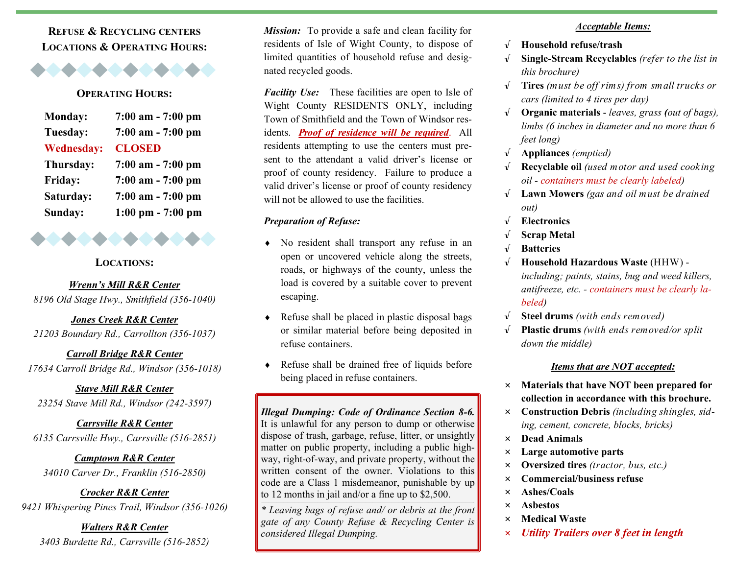## Refuse & Recycling Centers Locations & Operating Hours:

### Operating Hours:

| | |
|---|---|
| **Monday:** | **7:00 am - 7:00 pm** |
| **Tuesday:** | **7:00 am - 7:00 pm** |
| **Wednesday:** | **CLOSED** |
| **Thursday:** | **7:00 am - 7:00 pm** |
| **Friday:** | **7:00 am - 7:00 pm** |
| **Saturday:** | **7:00 am - 7:00 pm** |
| **Sunday:** | **1:00 pm - 7:00 pm** |

### Locations:

***Wrenn's Mill R&R Center***
*8196 Old Stage Hwy., Smithfield (356-1040)*

***Jones Creek R&R Center***
*21203 Boundary Rd., Carrollton (356-1037)*

***Carroll Bridge R&R Center***
*17634 Carroll Bridge Rd., Windsor (356-1018)*

***Stave Mill R&R Center***
*23254 Stave Mill Rd., Windsor (242-3597)*

***Carrsville R&R Center***
*6135 Carrsville Hwy., Carrsville (516-2851)*

***Camptown R&R Center***
*34010 Carver Dr., Franklin (516-2850)*

***Crocker R&R Center***
*9421 Whispering Pines Trail, Windsor (356-1026)*

***Walters R&R Center***
*3403 Burdette Rd., Carrsville (516-2852)*

***Mission:*** To provide a safe and clean facility for residents of Isle of Wight County, to dispose of limited quantities of household refuse and designated recycled goods.

***Facility Use:*** These facilities are open to Isle of Wight County RESIDENTS ONLY, including Town of Smithfield and the Town of Windsor residents. ***Proof of residence will be required***. All residents attempting to use the centers must present to the attendant a valid driver's license or proof of county residency. Failure to produce a valid driver's license or proof of county residency will not be allowed to use the facilities.

***Preparation of Refuse:***

- No resident shall transport any refuse in an open or uncovered vehicle along the streets, roads, or highways of the county, unless the load is covered by a suitable cover to prevent escaping.
- Refuse shall be placed in plastic disposal bags or similar material before being deposited in refuse containers.
- Refuse shall be drained free of liquids before being placed in refuse containers.

***Illegal Dumping: Code of Ordinance Section 8-6.*** It is unlawful for any person to dump or otherwise dispose of trash, garbage, refuse, litter, or unsightly matter on public property, including a public highway, right-of-way, and private property, without the written consent of the owner. Violations to this code are a Class 1 misdemeanor, punishable by up to 12 months in jail and/or a fine up to $2,500.

*\* Leaving bags of refuse and/ or debris at the front gate of any County Refuse & Recycling Center is considered Illegal Dumping.*

### *Acceptable Items:*

- √ **Household refuse/trash**
- √ **Single-Stream Recyclables** *(refer to the list in this brochure)*
- √ **Tires** *(must be off rims) from small trucks or cars (limited to 4 tires per day)*
- √ **Organic materials** *- leaves, grass (out of bags), limbs (6 inches in diameter and no more than 6 feet long)*
- √ **Appliances** *(emptied)*
- √ **Recyclable oil** *(used motor and used cooking oil - containers must be clearly labeled)*
- √ **Lawn Mowers** *(gas and oil must be drained out)*
- √ **Electronics**
- √ **Scrap Metal**
- √ **Batteries**
- √ **Household Hazardous Waste** (HHW) *- including; paints, stains, bug and weed killers, antifreeze, etc. - containers must be clearly labeled)*
- √ **Steel drums** *(with ends removed)*
- √ **Plastic drums** *(with ends removed/or split down the middle)*

### *Items that are NOT accepted:*

- × **Materials that have NOT been prepared for collection in accordance with this brochure.**
- × **Construction Debris** *(including shingles, siding, cement, concrete, blocks, bricks)*
- × **Dead Animals**
- × **Large automotive parts**
- × **Oversized tires** *(tractor, bus, etc.)*
- × **Commercial/business refuse**
- × **Ashes/Coals**
- × **Asbestos**
- × **Medical Waste**
- × ***Utility Trailers over 8 feet in length***